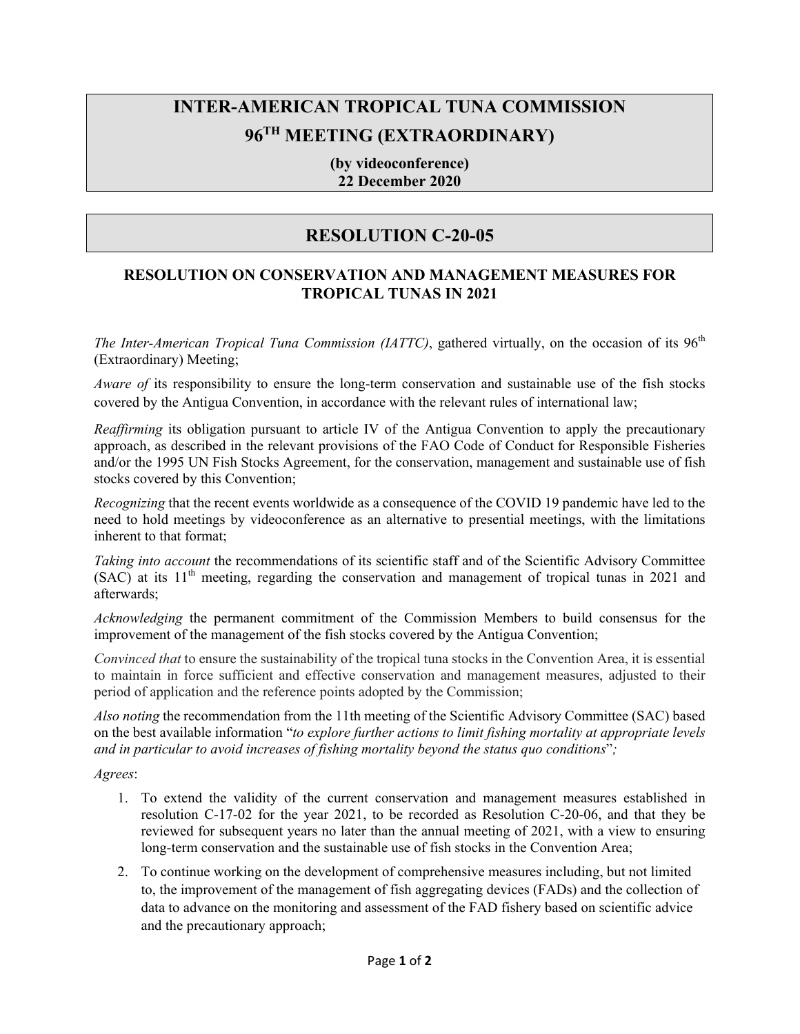# INTER-AMERICAN TROPICAL TUNA COMMISSION

# 96TH MEETING (EXTRAORDINARY)

**(by videoconference)**
**22 December 2020**

# RESOLUTION C-20-05

## RESOLUTION ON CONSERVATION AND MANAGEMENT MEASURES FOR TROPICAL TUNAS IN 2021

*The Inter-American Tropical Tuna Commission (IATTC)*, gathered virtually, on the occasion of its 96th (Extraordinary) Meeting;

*Aware of* its responsibility to ensure the long-term conservation and sustainable use of the fish stocks covered by the Antigua Convention, in accordance with the relevant rules of international law;

*Reaffirming* its obligation pursuant to article IV of the Antigua Convention to apply the precautionary approach, as described in the relevant provisions of the FAO Code of Conduct for Responsible Fisheries and/or the 1995 UN Fish Stocks Agreement, for the conservation, management and sustainable use of fish stocks covered by this Convention;

*Recognizing* that the recent events worldwide as a consequence of the COVID 19 pandemic have led to the need to hold meetings by videoconference as an alternative to presential meetings, with the limitations inherent to that format;

*Taking into account* the recommendations of its scientific staff and of the Scientific Advisory Committee (SAC) at its 11th meeting, regarding the conservation and management of tropical tunas in 2021 and afterwards;

*Acknowledging* the permanent commitment of the Commission Members to build consensus for the improvement of the management of the fish stocks covered by the Antigua Convention;

*Convinced that* to ensure the sustainability of the tropical tuna stocks in the Convention Area, it is essential to maintain in force sufficient and effective conservation and management measures, adjusted to their period of application and the reference points adopted by the Commission;

*Also noting* the recommendation from the 11th meeting of the Scientific Advisory Committee (SAC) based on the best available information "*to explore further actions to limit fishing mortality at appropriate levels and in particular to avoid increases of fishing mortality beyond the status quo conditions*"*;*

*Agrees*:

1. To extend the validity of the current conservation and management measures established in resolution C-17-02 for the year 2021, to be recorded as Resolution C-20-06, and that they be reviewed for subsequent years no later than the annual meeting of 2021, with a view to ensuring long-term conservation and the sustainable use of fish stocks in the Convention Area;
2. To continue working on the development of comprehensive measures including, but not limited to, the improvement of the management of fish aggregating devices (FADs) and the collection of data to advance on the monitoring and assessment of the FAD fishery based on scientific advice and the precautionary approach;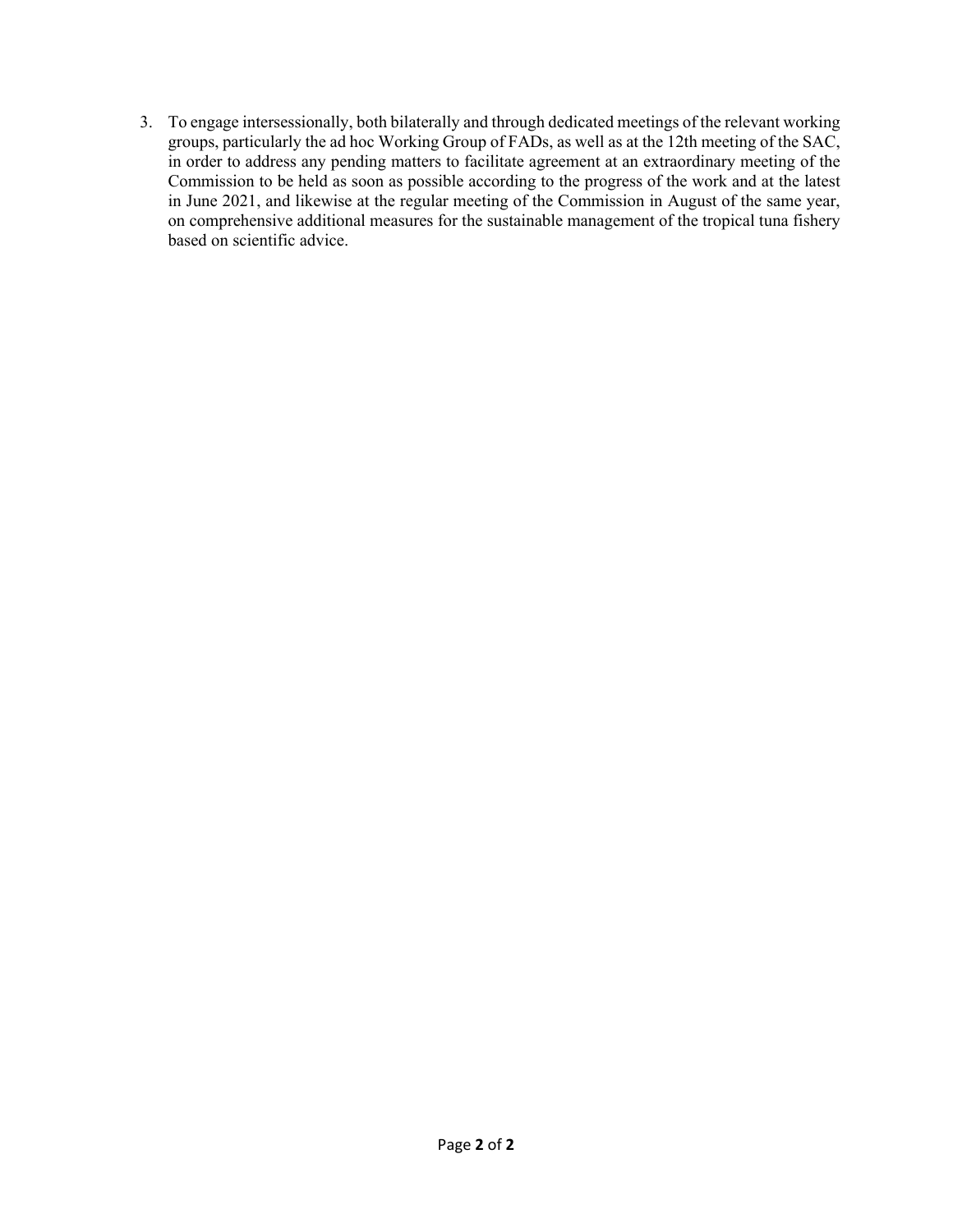3. To engage intersessionally, both bilaterally and through dedicated meetings of the relevant working groups, particularly the ad hoc Working Group of FADs, as well as at the 12th meeting of the SAC, in order to address any pending matters to facilitate agreement at an extraordinary meeting of the Commission to be held as soon as possible according to the progress of the work and at the latest in June 2021, and likewise at the regular meeting of the Commission in August of the same year, on comprehensive additional measures for the sustainable management of the tropical tuna fishery based on scientific advice.